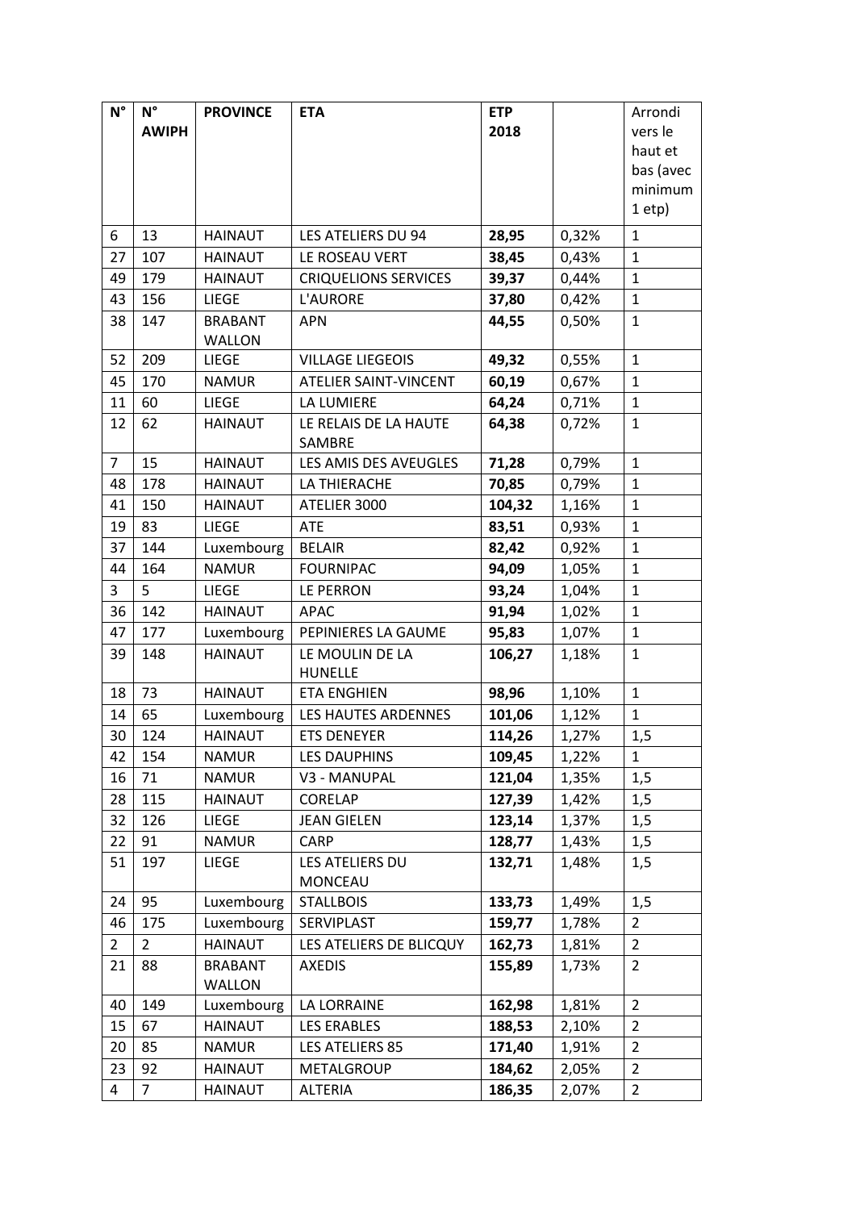| N° | N° AWIPH | PROVINCE | ETA | ETP 2018 | | Arrondi vers le haut et bas (avec minimum 1 etp) |
|---|---|---|---|---|---|---|
| 6 | 13 | HAINAUT | LES ATELIERS DU 94 | **28,95** | 0,32% | 1 |
| 27 | 107 | HAINAUT | LE ROSEAU VERT | **38,45** | 0,43% | 1 |
| 49 | 179 | HAINAUT | CRIQUELIONS SERVICES | **39,37** | 0,44% | 1 |
| 43 | 156 | LIEGE | L'AURORE | **37,80** | 0,42% | 1 |
| 38 | 147 | BRABANT WALLON | APN | **44,55** | 0,50% | 1 |
| 52 | 209 | LIEGE | VILLAGE LIEGEOIS | **49,32** | 0,55% | 1 |
| 45 | 170 | NAMUR | ATELIER SAINT-VINCENT | **60,19** | 0,67% | 1 |
| 11 | 60 | LIEGE | LA LUMIERE | **64,24** | 0,71% | 1 |
| 12 | 62 | HAINAUT | LE RELAIS DE LA HAUTE SAMBRE | **64,38** | 0,72% | 1 |
| 7 | 15 | HAINAUT | LES AMIS DES AVEUGLES | **71,28** | 0,79% | 1 |
| 48 | 178 | HAINAUT | LA THIERACHE | **70,85** | 0,79% | 1 |
| 41 | 150 | HAINAUT | ATELIER 3000 | **104,32** | 1,16% | 1 |
| 19 | 83 | LIEGE | ATE | **83,51** | 0,93% | 1 |
| 37 | 144 | Luxembourg | BELAIR | **82,42** | 0,92% | 1 |
| 44 | 164 | NAMUR | FOURNIPAC | **94,09** | 1,05% | 1 |
| 3 | 5 | LIEGE | LE PERRON | **93,24** | 1,04% | 1 |
| 36 | 142 | HAINAUT | APAC | **91,94** | 1,02% | 1 |
| 47 | 177 | Luxembourg | PEPINIERES LA GAUME | **95,83** | 1,07% | 1 |
| 39 | 148 | HAINAUT | LE MOULIN DE LA HUNELLE | **106,27** | 1,18% | 1 |
| 18 | 73 | HAINAUT | ETA ENGHIEN | **98,96** | 1,10% | 1 |
| 14 | 65 | Luxembourg | LES HAUTES ARDENNES | **101,06** | 1,12% | 1 |
| 30 | 124 | HAINAUT | ETS DENEYER | **114,26** | 1,27% | 1,5 |
| 42 | 154 | NAMUR | LES DAUPHINS | **109,45** | 1,22% | 1 |
| 16 | 71 | NAMUR | V3 - MANUPAL | **121,04** | 1,35% | 1,5 |
| 28 | 115 | HAINAUT | CORELAP | **127,39** | 1,42% | 1,5 |
| 32 | 126 | LIEGE | JEAN GIELEN | **123,14** | 1,37% | 1,5 |
| 22 | 91 | NAMUR | CARP | **128,77** | 1,43% | 1,5 |
| 51 | 197 | LIEGE | LES ATELIERS DU MONCEAU | **132,71** | 1,48% | 1,5 |
| 24 | 95 | Luxembourg | STALLBOIS | **133,73** | 1,49% | 1,5 |
| 46 | 175 | Luxembourg | SERVIPLAST | **159,77** | 1,78% | 2 |
| 2 | 2 | HAINAUT | LES ATELIERS DE BLICQUY | **162,73** | 1,81% | 2 |
| 21 | 88 | BRABANT WALLON | AXEDIS | **155,89** | 1,73% | 2 |
| 40 | 149 | Luxembourg | LA LORRAINE | **162,98** | 1,81% | 2 |
| 15 | 67 | HAINAUT | LES ERABLES | **188,53** | 2,10% | 2 |
| 20 | 85 | NAMUR | LES ATELIERS 85 | **171,40** | 1,91% | 2 |
| 23 | 92 | HAINAUT | METALGROUP | **184,62** | 2,05% | 2 |
| 4 | 7 | HAINAUT | ALTERIA | **186,35** | 2,07% | 2 |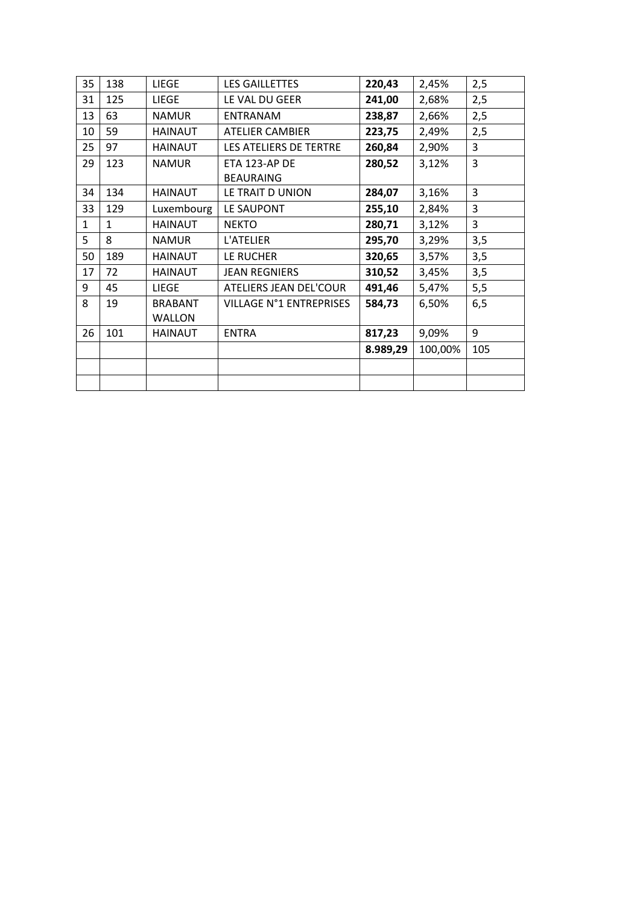| | | | | | | |
|---|---|---|---|---|---|---|
| 35 | 138 | LIEGE | LES GAILLETTES | **220,43** | 2,45% | 2,5 |
| 31 | 125 | LIEGE | LE VAL DU GEER | **241,00** | 2,68% | 2,5 |
| 13 | 63 | NAMUR | ENTRANAM | **238,87** | 2,66% | 2,5 |
| 10 | 59 | HAINAUT | ATELIER CAMBIER | **223,75** | 2,49% | 2,5 |
| 25 | 97 | HAINAUT | LES ATELIERS DE TERTRE | **260,84** | 2,90% | 3 |
| 29 | 123 | NAMUR | ETA 123-AP DE BEAURAING | **280,52** | 3,12% | 3 |
| 34 | 134 | HAINAUT | LE TRAIT D UNION | **284,07** | 3,16% | 3 |
| 33 | 129 | Luxembourg | LE SAUPONT | **255,10** | 2,84% | 3 |
| 1 | 1 | HAINAUT | NEKTO | **280,71** | 3,12% | 3 |
| 5 | 8 | NAMUR | L'ATELIER | **295,70** | 3,29% | 3,5 |
| 50 | 189 | HAINAUT | LE RUCHER | **320,65** | 3,57% | 3,5 |
| 17 | 72 | HAINAUT | JEAN REGNIERS | **310,52** | 3,45% | 3,5 |
| 9 | 45 | LIEGE | ATELIERS JEAN DEL'COUR | **491,46** | 5,47% | 5,5 |
| 8 | 19 | BRABANT WALLON | VILLAGE N°1 ENTREPRISES | **584,73** | 6,50% | 6,5 |
| 26 | 101 | HAINAUT | ENTRA | **817,23** | 9,09% | 9 |
| | | | | **8.989,29** | 100,00% | 105 |
| | | | | | | |
| | | | | | | |